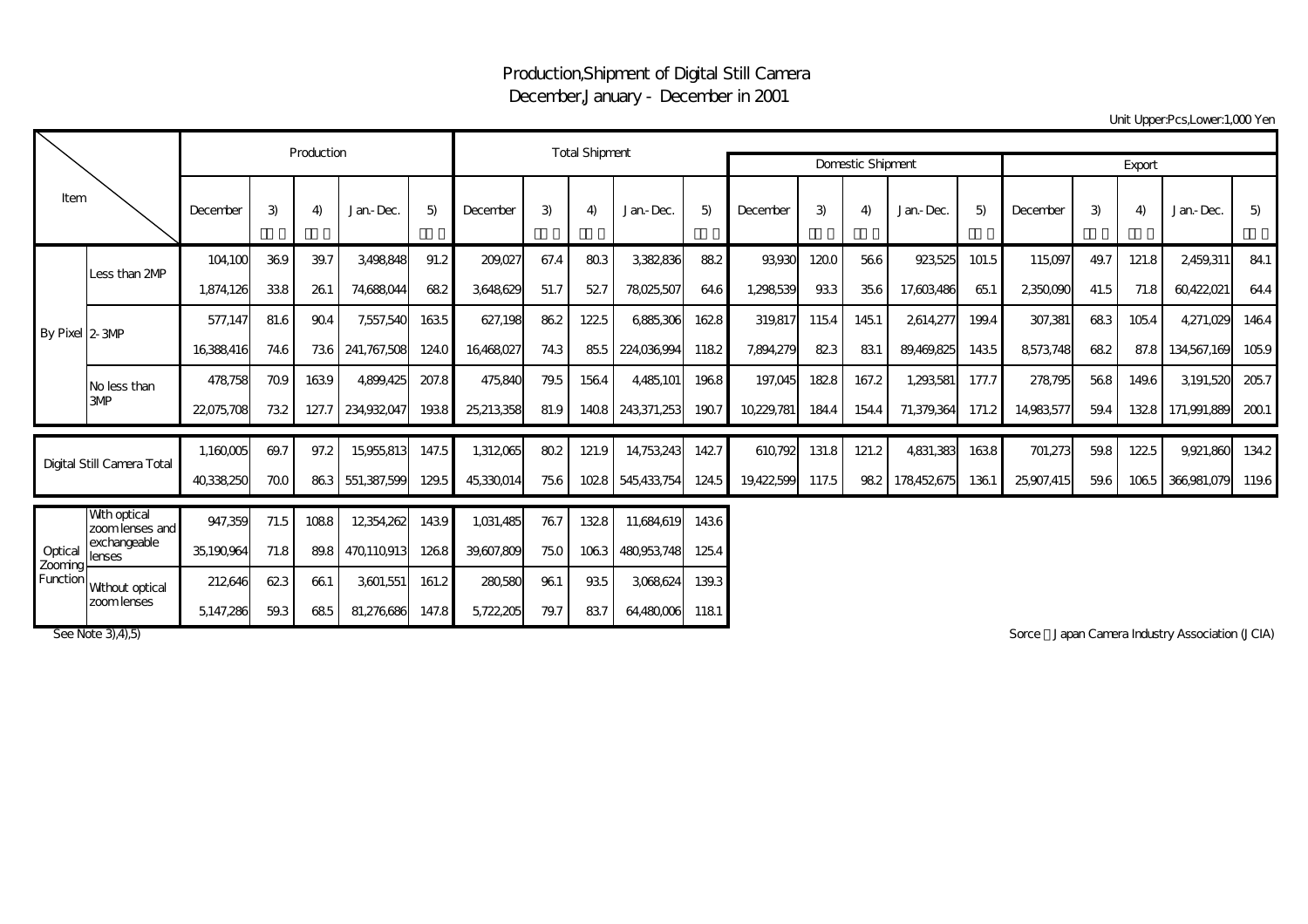# Production,Shipment of Digital Still Camera
## December,January - December in 2001

Unit Upper:Pcs,Lower:1,000 Yen

| Item | | Production | | | | | Total Shipment | | | | | Domestic Shipment | | | | | Export | | | | |
|---|---|---|---|---|---|---|---|---|---|---|---|---|---|---|---|---|---|---|---|---|---|
| | | December | 3) | 4) | Jan.-Dec. | 5) | December | 3) | 4) | Jan.-Dec. | 5) | December | 3) | 4) | Jan.-Dec. | 5) | December | 3) | 4) | Jan.-Dec. | 5) |
| By Pixel | Less than 2MP | 104,100 | 36.9 | 39.7 | 3,498,848 | 91.2 | 209,027 | 67.4 | 80.3 | 3,382,836 | 88.2 | 93,930 | 120.0 | 56.6 | 923,525 | 101.5 | 115,097 | 49.7 | 121.8 | 2,459,311 | 84.1 |
| | | 1,874,126 | 33.8 | 26.1 | 74,688,044 | 68.2 | 3,648,629 | 51.7 | 52.7 | 78,025,507 | 64.6 | 1,298,539 | 93.3 | 35.6 | 17,603,486 | 65.1 | 2,350,090 | 41.5 | 71.8 | 60,422,021 | 64.4 |
| | 2-3MP | 577,147 | 81.6 | 90.4 | 7,557,540 | 163.5 | 627,198 | 86.2 | 122.5 | 6,885,306 | 162.8 | 319,817 | 115.4 | 145.1 | 2,614,277 | 199.4 | 307,381 | 68.3 | 105.4 | 4,271,029 | 146.4 |
| | | 16,388,416 | 74.6 | 73.6 | 241,767,508 | 124.0 | 16,468,027 | 74.3 | 85.5 | 224,036,994 | 118.2 | 7,894,279 | 82.3 | 83.1 | 89,469,825 | 143.5 | 8,573,748 | 68.2 | 87.8 | 134,567,169 | 105.9 |
| | No less than 3MP | 478,758 | 70.9 | 163.9 | 4,899,425 | 207.8 | 475,840 | 79.5 | 156.4 | 4,485,101 | 196.8 | 197,045 | 182.8 | 167.2 | 1,293,581 | 177.7 | 278,795 | 56.8 | 149.6 | 3,191,520 | 205.7 |
| | | 22,075,708 | 73.2 | 127.7 | 234,932,047 | 193.8 | 25,213,358 | 81.9 | 140.8 | 243,371,253 | 190.7 | 10,229,781 | 184.4 | 154.4 | 71,379,364 | 171.2 | 14,983,577 | 59.4 | 132.8 | 171,991,889 | 200.1 |
| Digital Still Camera Total | | 1,160,005 | 69.7 | 97.2 | 15,955,813 | 147.5 | 1,312,065 | 80.2 | 121.9 | 14,753,243 | 142.7 | 610,792 | 131.8 | 121.2 | 4,831,383 | 163.8 | 701,273 | 59.8 | 122.5 | 9,921,860 | 134.2 |
| | | 40,338,250 | 70.0 | 86.3 | 551,387,599 | 129.5 | 45,330,014 | 75.6 | 102.8 | 545,433,754 | 124.5 | 19,422,599 | 117.5 | 98.2 | 178,452,675 | 136.1 | 25,907,415 | 59.6 | 106.5 | 366,981,079 | 119.6 |
| Optical Zooming Function | With optical zoom lenses and exchangeable lenses | 947,359 | 71.5 | 108.8 | 12,354,262 | 143.9 | 1,031,485 | 76.7 | 132.8 | 11,684,619 | 143.6 | | | | | | | | | | |
| | | 35,190,964 | 71.8 | 89.8 | 470,110,913 | 126.8 | 39,607,809 | 75.0 | 106.3 | 480,953,748 | 125.4 | | | | | | | | | | |
| | Without optical zoom lenses | 212,646 | 62.3 | 66.1 | 3,601,551 | 161.2 | 280,580 | 96.1 | 93.5 | 3,068,624 | 139.3 | | | | | | | | | | |
| | | 5,147,286 | 59.3 | 68.5 | 81,276,686 | 147.8 | 5,722,205 | 79.7 | 83.7 | 64,480,006 | 118.1 | | | | | | | | | | |

See Note 3),4),5)

Sorce：Japan Camera Industry Association (JCIA)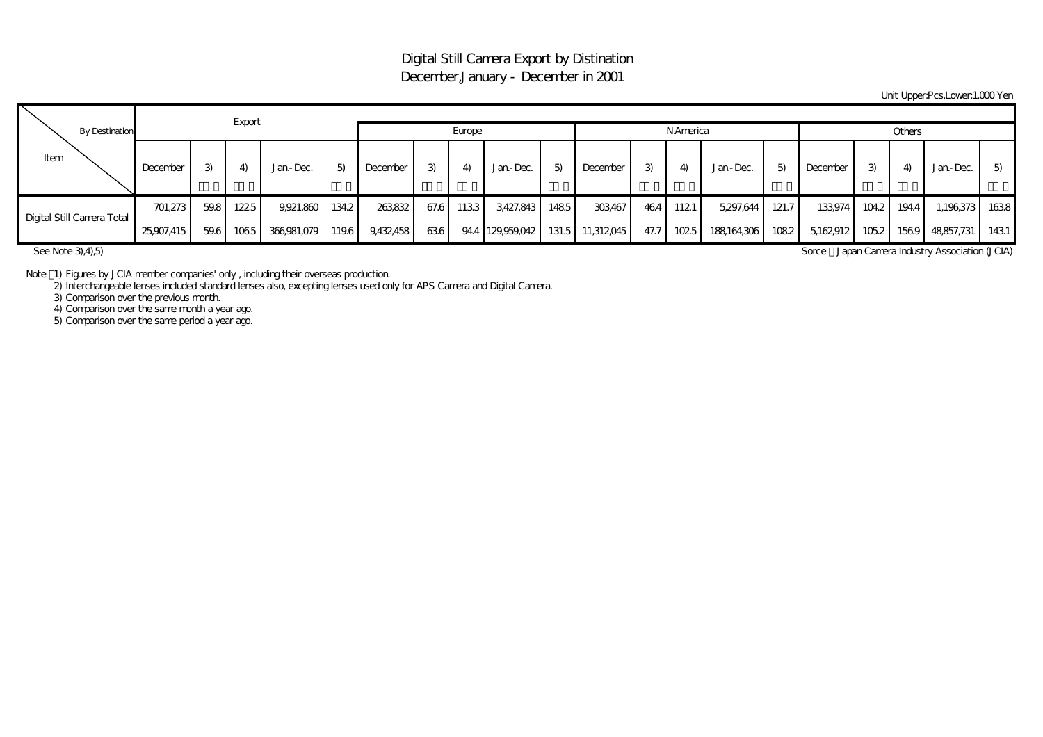# Digital Still Camera Export by Distination

## December,January - December in 2001

Unit Upper:Pcs,Lower:1,000 Yen

| By Destination / Item | Export | | | | | Europe | | | | | N.America | | | | | Others | | | | |
|---|---|---|---|---|---|---|---|---|---|---|---|---|---|---|---|---|---|---|---|---|
| | December | 3) | 4) | Jan.-Dec. | 5) | December | 3) | 4) | Jan.-Dec. | 5) | December | 3) | 4) | Jan.-Dec. | 5) | December | 3) | 4) | Jan.-Dec. | 5) |
| Digital Still Camera Total | 701,273 | 59.8 | 122.5 | 9,921,860 | 134.2 | 263,832 | 67.6 | 113.3 | 3,427,843 | 148.5 | 303,467 | 46.4 | 112.1 | 5,297,644 | 121.7 | 133,974 | 104.2 | 194.4 | 1,196,373 | 163.8 |
| | 25,907,415 | 59.6 | 106.5 | 366,981,079 | 119.6 | 9,432,458 | 63.6 | 94.4 | 129,959,042 | 131.5 | 11,312,045 | 47.7 | 102.5 | 188,164,306 | 108.2 | 5,162,912 | 105.2 | 156.9 | 48,857,731 | 143.1 |

See Note 3),4),5)

Sorce：Japan Camera Industry Association (JCIA)

Note：1) Figures by JCIA member companies' only , including their overseas production.
2) Interchangeable lenses included standard lenses also, excepting lenses used only for APS Camera and Digital Camera.
3) Comparison over the previous month.
4) Comparison over the same month a year ago.
5) Comparison over the same period a year ago.